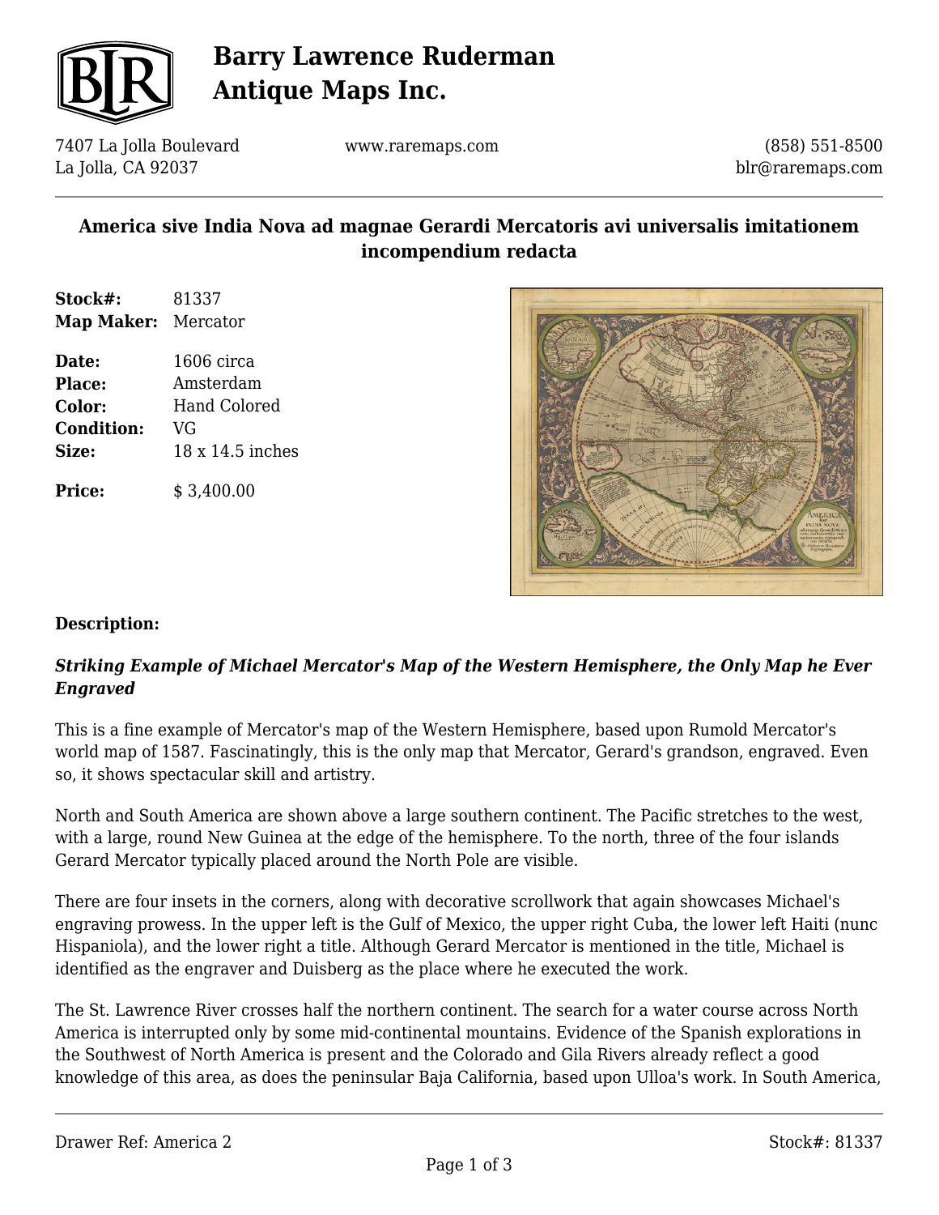# Barry Lawrence Ruderman Antique Maps Inc.

7407 La Jolla Boulevard
La Jolla, CA 92037

www.raremaps.com

(858) 551-8500
blr@raremaps.com

## America sive India Nova ad magnae Gerardi Mercatoris avi universalis imitationem incompendium redacta

| | |
|---|---|
| **Stock#:** | 81337 |
| **Map Maker:** | Mercator |
| **Date:** | 1606 circa |
| **Place:** | Amsterdam |
| **Color:** | Hand Colored |
| **Condition:** | VG |
| **Size:** | 18 x 14.5 inches |
| **Price:** | $ 3,400.00 |

### Description:

***Striking Example of Michael Mercator's Map of the Western Hemisphere, the Only Map he Ever Engraved***

This is a fine example of Mercator's map of the Western Hemisphere, based upon Rumold Mercator's world map of 1587. Fascinatingly, this is the only map that Mercator, Gerard's grandson, engraved. Even so, it shows spectacular skill and artistry.

North and South America are shown above a large southern continent. The Pacific stretches to the west, with a large, round New Guinea at the edge of the hemisphere. To the north, three of the four islands Gerard Mercator typically placed around the North Pole are visible.

There are four insets in the corners, along with decorative scrollwork that again showcases Michael's engraving prowess. In the upper left is the Gulf of Mexico, the upper right Cuba, the lower left Haiti (nunc Hispaniola), and the lower right a title. Although Gerard Mercator is mentioned in the title, Michael is identified as the engraver and Duisberg as the place where he executed the work.

The St. Lawrence River crosses half the northern continent. The search for a water course across North America is interrupted only by some mid-continental mountains. Evidence of the Spanish explorations in the Southwest of North America is present and the Colorado and Gila Rivers already reflect a good knowledge of this area, as does the peninsular Baja California, based upon Ulloa's work. In South America,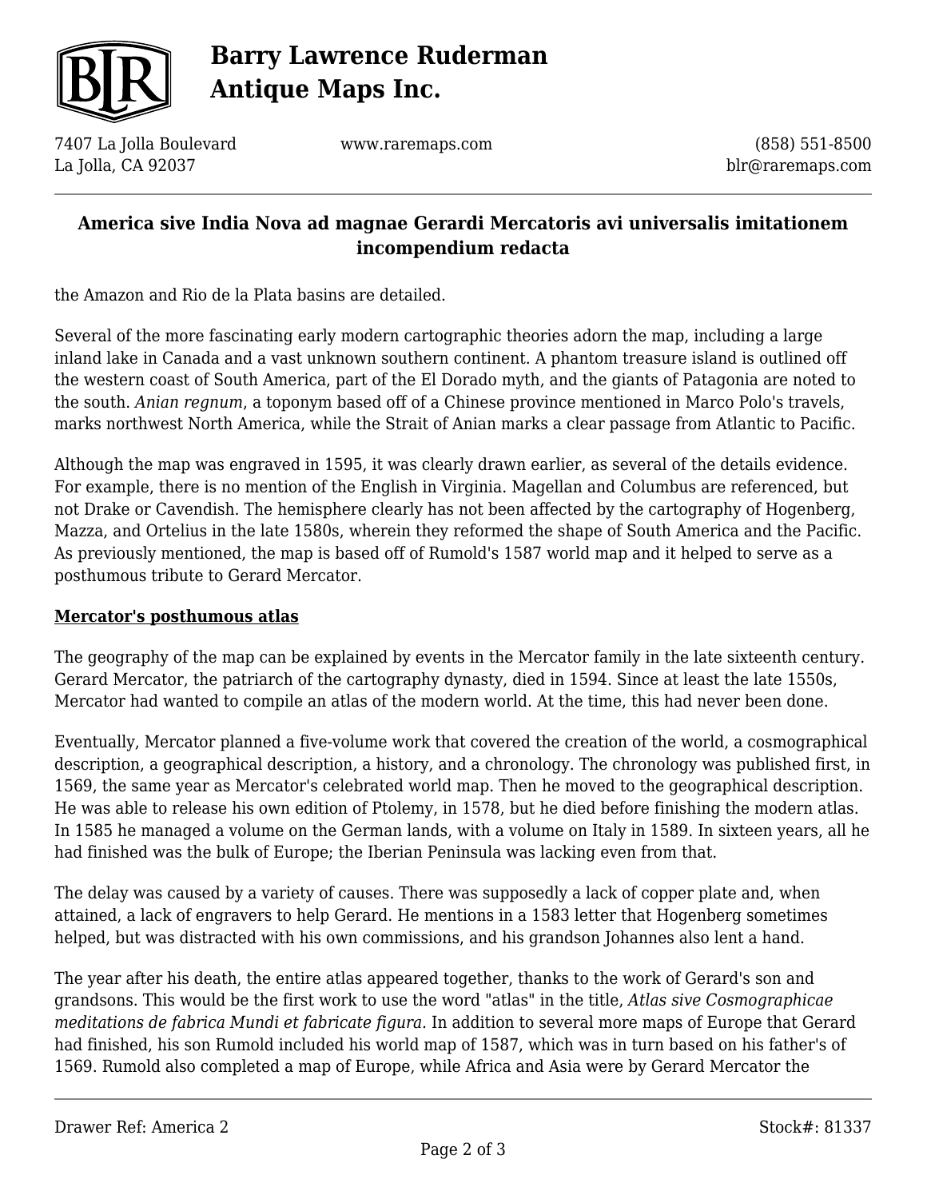the Amazon and Rio de la Plata basins are detailed.

Several of the more fascinating early modern cartographic theories adorn the map, including a large inland lake in Canada and a vast unknown southern continent. A phantom treasure island is outlined off the western coast of South America, part of the El Dorado myth, and the giants of Patagonia are noted to the south. *Anian regnum*, a toponym based off of a Chinese province mentioned in Marco Polo's travels, marks northwest North America, while the Strait of Anian marks a clear passage from Atlantic to Pacific.

Although the map was engraved in 1595, it was clearly drawn earlier, as several of the details evidence. For example, there is no mention of the English in Virginia. Magellan and Columbus are referenced, but not Drake or Cavendish. The hemisphere clearly has not been affected by the cartography of Hogenberg, Mazza, and Ortelius in the late 1580s, wherein they reformed the shape of South America and the Pacific. As previously mentioned, the map is based off of Rumold's 1587 world map and it helped to serve as a posthumous tribute to Gerard Mercator.

**Mercator's posthumous atlas**

The geography of the map can be explained by events in the Mercator family in the late sixteenth century. Gerard Mercator, the patriarch of the cartography dynasty, died in 1594. Since at least the late 1550s, Mercator had wanted to compile an atlas of the modern world. At the time, this had never been done.

Eventually, Mercator planned a five-volume work that covered the creation of the world, a cosmographical description, a geographical description, a history, and a chronology. The chronology was published first, in 1569, the same year as Mercator's celebrated world map. Then he moved to the geographical description. He was able to release his own edition of Ptolemy, in 1578, but he died before finishing the modern atlas. In 1585 he managed a volume on the German lands, with a volume on Italy in 1589. In sixteen years, all he had finished was the bulk of Europe; the Iberian Peninsula was lacking even from that.

The delay was caused by a variety of causes. There was supposedly a lack of copper plate and, when attained, a lack of engravers to help Gerard. He mentions in a 1583 letter that Hogenberg sometimes helped, but was distracted with his own commissions, and his grandson Johannes also lent a hand.

The year after his death, the entire atlas appeared together, thanks to the work of Gerard's son and grandsons. This would be the first work to use the word "atlas" in the title, *Atlas sive Cosmographicae meditations de fabrica Mundi et fabricate figura.* In addition to several more maps of Europe that Gerard had finished, his son Rumold included his world map of 1587, which was in turn based on his father's of 1569. Rumold also completed a map of Europe, while Africa and Asia were by Gerard Mercator the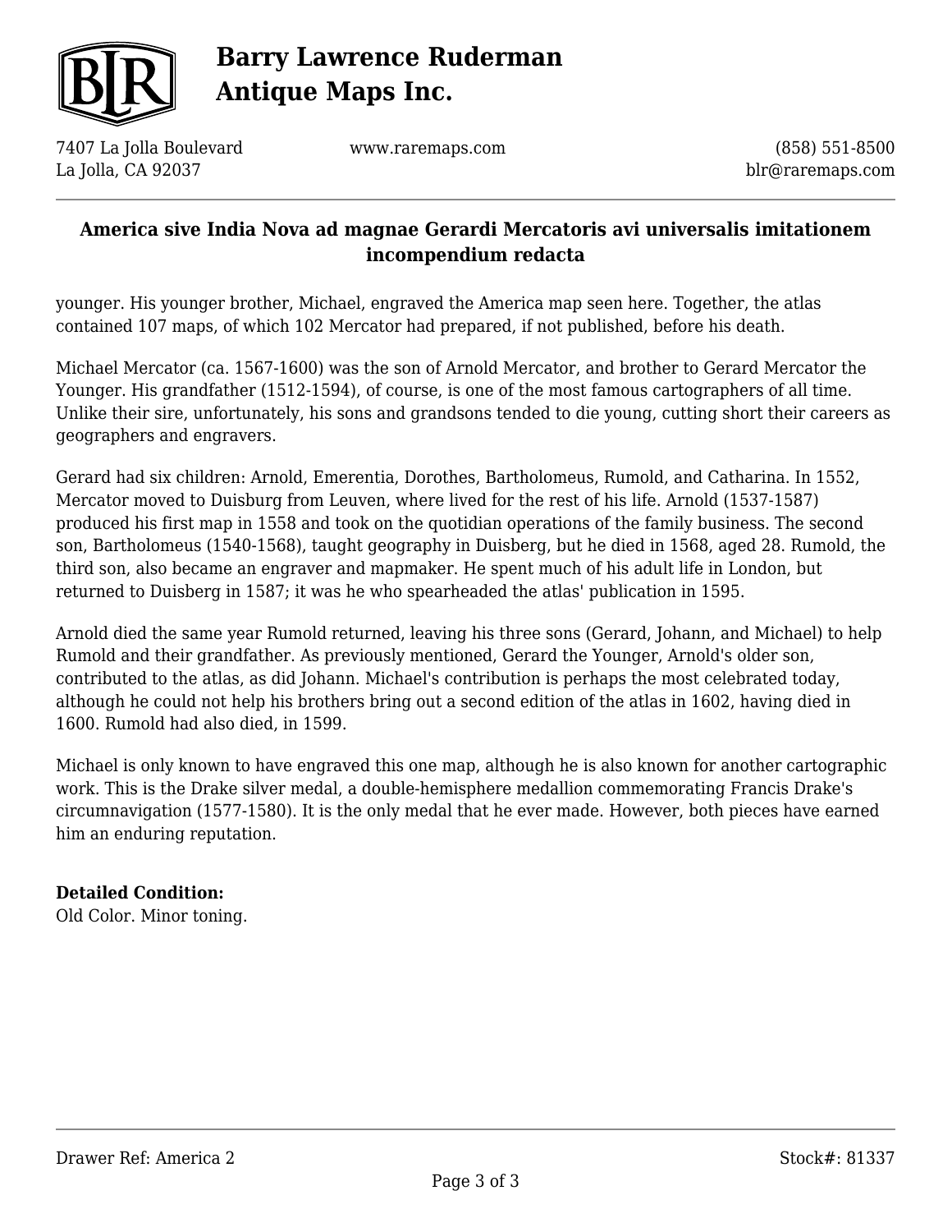## America sive India Nova ad magnae Gerardi Mercatoris avi universalis imitationem incompendium redacta

younger. His younger brother, Michael, engraved the America map seen here. Together, the atlas contained 107 maps, of which 102 Mercator had prepared, if not published, before his death.

Michael Mercator (ca. 1567-1600) was the son of Arnold Mercator, and brother to Gerard Mercator the Younger. His grandfather (1512-1594), of course, is one of the most famous cartographers of all time. Unlike their sire, unfortunately, his sons and grandsons tended to die young, cutting short their careers as geographers and engravers.

Gerard had six children: Arnold, Emerentia, Dorothes, Bartholomeus, Rumold, and Catharina. In 1552, Mercator moved to Duisburg from Leuven, where lived for the rest of his life. Arnold (1537-1587) produced his first map in 1558 and took on the quotidian operations of the family business. The second son, Bartholomeus (1540-1568), taught geography in Duisberg, but he died in 1568, aged 28. Rumold, the third son, also became an engraver and mapmaker. He spent much of his adult life in London, but returned to Duisberg in 1587; it was he who spearheaded the atlas' publication in 1595.

Arnold died the same year Rumold returned, leaving his three sons (Gerard, Johann, and Michael) to help Rumold and their grandfather. As previously mentioned, Gerard the Younger, Arnold's older son, contributed to the atlas, as did Johann. Michael's contribution is perhaps the most celebrated today, although he could not help his brothers bring out a second edition of the atlas in 1602, having died in 1600. Rumold had also died, in 1599.

Michael is only known to have engraved this one map, although he is also known for another cartographic work. This is the Drake silver medal, a double-hemisphere medallion commemorating Francis Drake's circumnavigation (1577-1580). It is the only medal that he ever made. However, both pieces have earned him an enduring reputation.

**Detailed Condition:**
Old Color. Minor toning.

Drawer Ref: America 2

Stock#: 81337